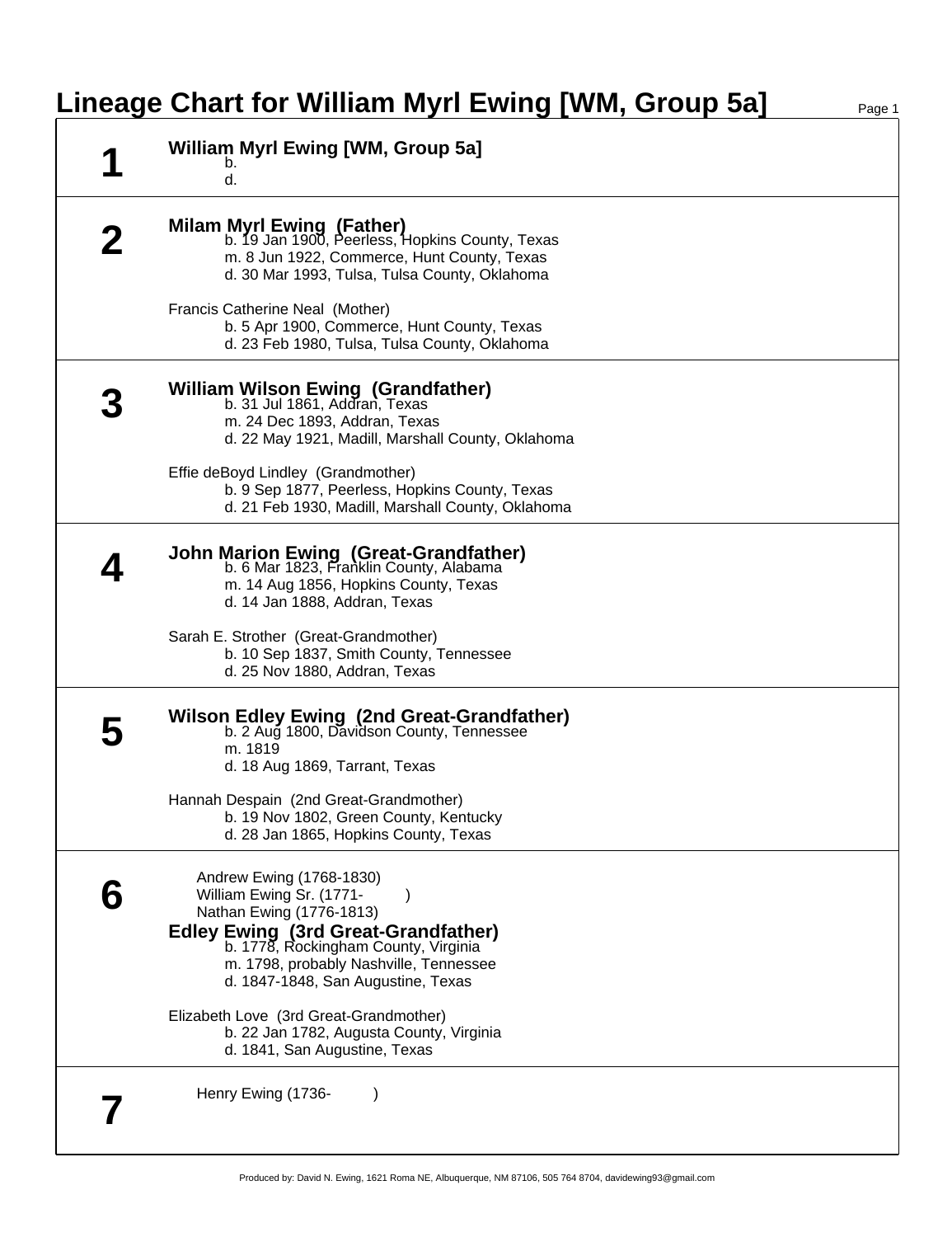# Lineage Chart for William Myrl Ewing [WM, Group 5a]

## 1

**William Myrl Ewing [WM, Group 5a]**
b.
d.

## 2

**Milam Myrl Ewing (Father)**
b. 19 Jan 1900, Peerless, Hopkins County, Texas
m. 8 Jun 1922, Commerce, Hunt County, Texas
d. 30 Mar 1993, Tulsa, Tulsa County, Oklahoma

Francis Catherine Neal (Mother)
b. 5 Apr 1900, Commerce, Hunt County, Texas
d. 23 Feb 1980, Tulsa, Tulsa County, Oklahoma

## 3

**William Wilson Ewing (Grandfather)**
b. 31 Jul 1861, Addran, Texas
m. 24 Dec 1893, Addran, Texas
d. 22 May 1921, Madill, Marshall County, Oklahoma

Effie deBoyd Lindley (Grandmother)
b. 9 Sep 1877, Peerless, Hopkins County, Texas
d. 21 Feb 1930, Madill, Marshall County, Oklahoma

## 4

**John Marion Ewing (Great-Grandfather)**
b. 6 Mar 1823, Franklin County, Alabama
m. 14 Aug 1856, Hopkins County, Texas
d. 14 Jan 1888, Addran, Texas

Sarah E. Strother (Great-Grandmother)
b. 10 Sep 1837, Smith County, Tennessee
d. 25 Nov 1880, Addran, Texas

## 5

**Wilson Edley Ewing (2nd Great-Grandfather)**
b. 2 Aug 1800, Davidson County, Tennessee
m. 1819
d. 18 Aug 1869, Tarrant, Texas

Hannah Despain (2nd Great-Grandmother)
b. 19 Nov 1802, Green County, Kentucky
d. 28 Jan 1865, Hopkins County, Texas

## 6

Andrew Ewing (1768-1830)
William Ewing Sr. (1771- )
Nathan Ewing (1776-1813)

**Edley Ewing (3rd Great-Grandfather)**
b. 1778, Rockingham County, Virginia
m. 1798, probably Nashville, Tennessee
d. 1847-1848, San Augustine, Texas

Elizabeth Love (3rd Great-Grandmother)
b. 22 Jan 1782, Augusta County, Virginia
d. 1841, San Augustine, Texas

## 7

Henry Ewing (1736- )

Produced by: David N. Ewing, 1621 Roma NE, Albuquerque, NM 87106, 505 764 8704, davidewing93@gmail.com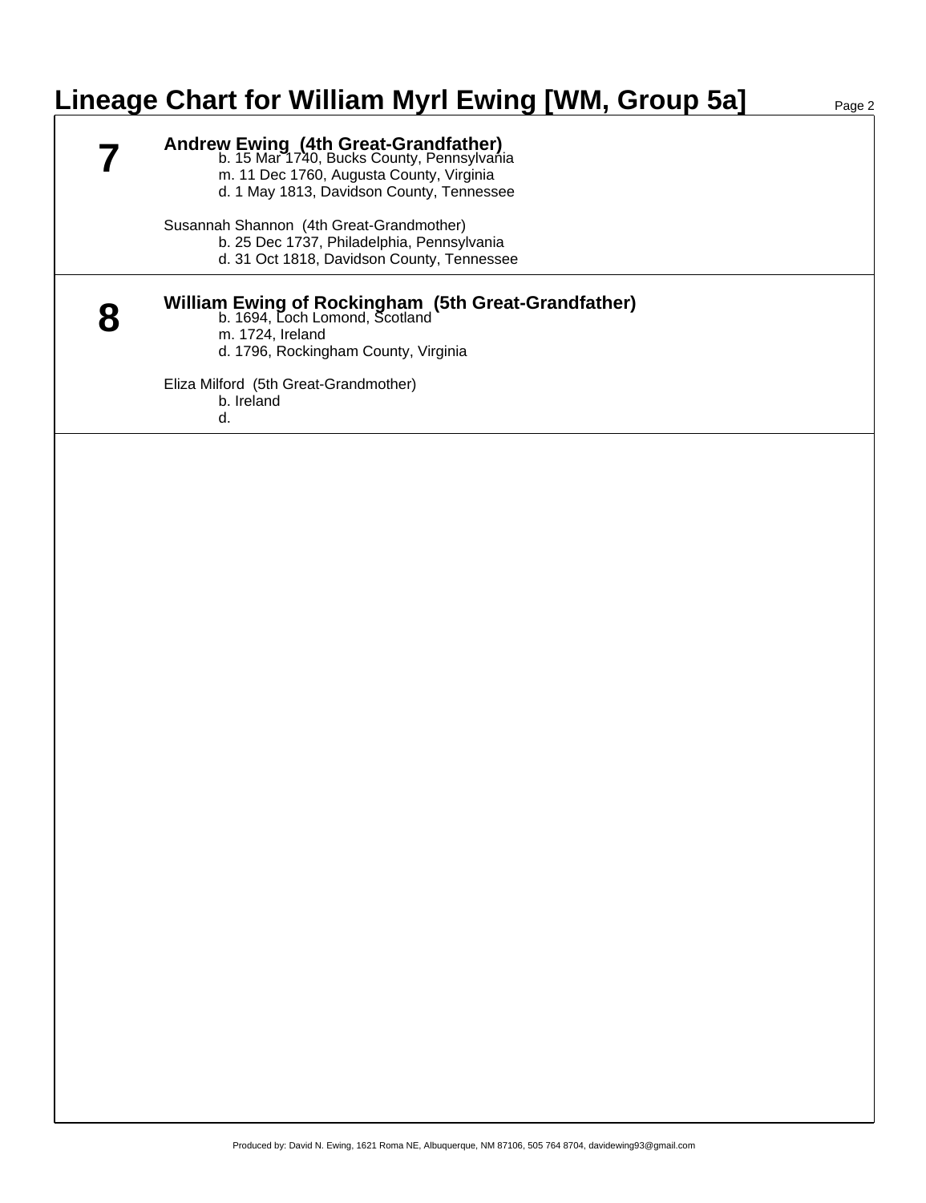# Lineage Chart for William Myrl Ewing [WM, Group 5a]

**7**

**Andrew Ewing (4th Great-Grandfather)**
b. 15 Mar 1740, Bucks County, Pennsylvania
m. 11 Dec 1760, Augusta County, Virginia
d. 1 May 1813, Davidson County, Tennessee

Susannah Shannon (4th Great-Grandmother)
b. 25 Dec 1737, Philadelphia, Pennsylvania
d. 31 Oct 1818, Davidson County, Tennessee

**8**

**William Ewing of Rockingham (5th Great-Grandfather)**
b. 1694, Loch Lomond, Scotland
m. 1724, Ireland
d. 1796, Rockingham County, Virginia

Eliza Milford (5th Great-Grandmother)
b. Ireland
d.

Produced by: David N. Ewing, 1621 Roma NE, Albuquerque, NM 87106, 505 764 8704, davidewing93@gmail.com